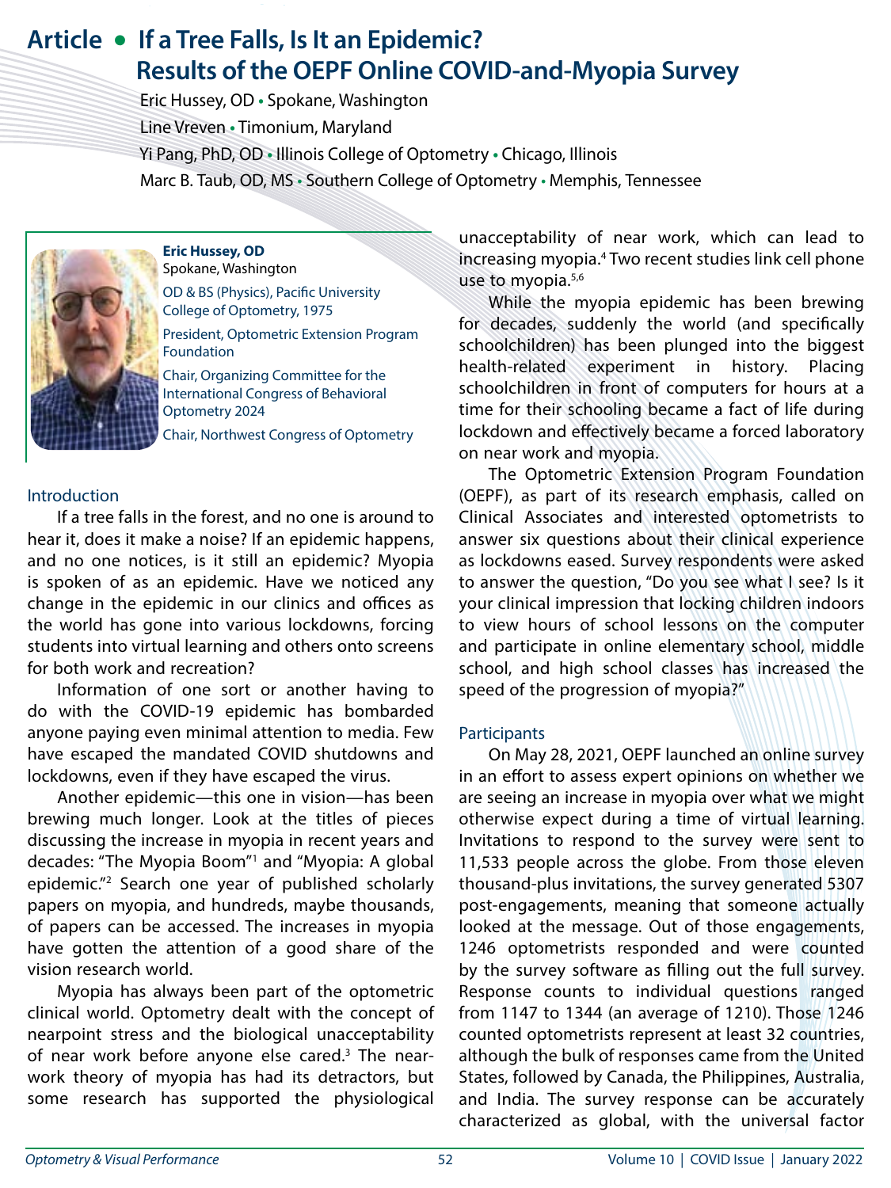# Article • If a Tree Falls, Is It an Epidemic? Results of the OEPF Online COVID-and-Myopia Survey

Eric Hussey, OD • Spokane, Washington

Line Vreven • Timonium, Maryland

Yi Pang, PhD, OD • Illinois College of Optometry • Chicago, Illinois

Marc B. Taub, OD, MS • Southern College of Optometry • Memphis, Tennessee

**Eric Hussey, OD**
Spokane, Washington

OD & BS (Physics), Pacific University College of Optometry, 1975

President, Optometric Extension Program Foundation

Chair, Organizing Committee for the International Congress of Behavioral Optometry 2024

Chair, Northwest Congress of Optometry

## Introduction

If a tree falls in the forest, and no one is around to hear it, does it make a noise? If an epidemic happens, and no one notices, is it still an epidemic? Myopia is spoken of as an epidemic. Have we noticed any change in the epidemic in our clinics and offices as the world has gone into various lockdowns, forcing students into virtual learning and others onto screens for both work and recreation?

Information of one sort or another having to do with the COVID-19 epidemic has bombarded anyone paying even minimal attention to media. Few have escaped the mandated COVID shutdowns and lockdowns, even if they have escaped the virus.

Another epidemic—this one in vision—has been brewing much longer. Look at the titles of pieces discussing the increase in myopia in recent years and decades: "The Myopia Boom"[1] and "Myopia: A global epidemic."[2] Search one year of published scholarly papers on myopia, and hundreds, maybe thousands, of papers can be accessed. The increases in myopia have gotten the attention of a good share of the vision research world.

Myopia has always been part of the optometric clinical world. Optometry dealt with the concept of nearpoint stress and the biological unacceptability of near work before anyone else cared.[3] The near-work theory of myopia has had its detractors, but some research has supported the physiological unacceptability of near work, which can lead to increasing myopia.[4] Two recent studies link cell phone use to myopia.[5,6]

While the myopia epidemic has been brewing for decades, suddenly the world (and specifically schoolchildren) has been plunged into the biggest health-related experiment in history. Placing schoolchildren in front of computers for hours at a time for their schooling became a fact of life during lockdown and effectively became a forced laboratory on near work and myopia.

The Optometric Extension Program Foundation (OEPF), as part of its research emphasis, called on Clinical Associates and interested optometrists to answer six questions about their clinical experience as lockdowns eased. Survey respondents were asked to answer the question, "Do you see what I see? Is it your clinical impression that locking children indoors to view hours of school lessons on the computer and participate in online elementary school, middle school, and high school classes has increased the speed of the progression of myopia?"

## Participants

On May 28, 2021, OEPF launched an online survey in an effort to assess expert opinions on whether we are seeing an increase in myopia over what we might otherwise expect during a time of virtual learning. Invitations to respond to the survey were sent to 11,533 people across the globe. From those eleven thousand-plus invitations, the survey generated 5307 post-engagements, meaning that someone actually looked at the message. Out of those engagements, 1246 optometrists responded and were counted by the survey software as filling out the full survey. Response counts to individual questions ranged from 1147 to 1344 (an average of 1210). Those 1246 counted optometrists represent at least 32 countries, although the bulk of responses came from the United States, followed by Canada, the Philippines, Australia, and India. The survey response can be accurately characterized as global, with the universal factor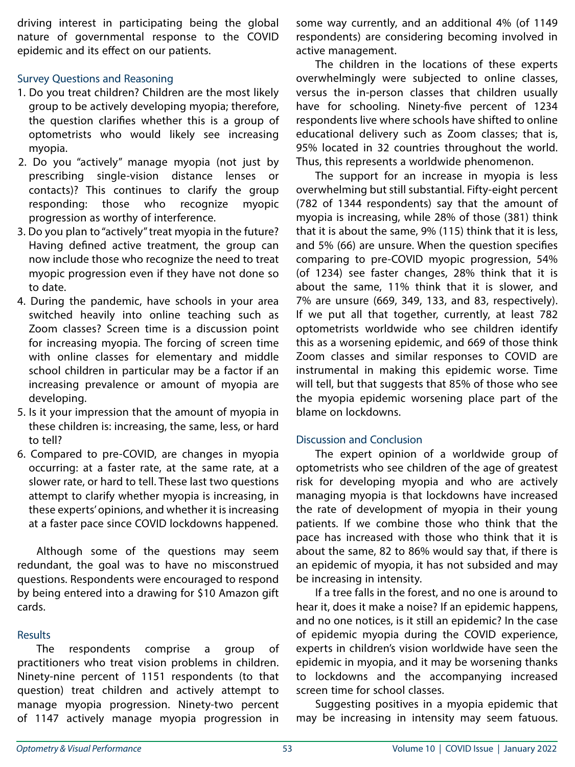driving interest in participating being the global nature of governmental response to the COVID epidemic and its effect on our patients.

### Survey Questions and Reasoning

1. Do you treat children? Children are the most likely group to be actively developing myopia; therefore, the question clarifies whether this is a group of optometrists who would likely see increasing myopia.
2. Do you "actively" manage myopia (not just by prescribing single-vision distance lenses or contacts)? This continues to clarify the group responding: those who recognize myopic progression as worthy of interference.
3. Do you plan to "actively" treat myopia in the future? Having defined active treatment, the group can now include those who recognize the need to treat myopic progression even if they have not done so to date.
4. During the pandemic, have schools in your area switched heavily into online teaching such as Zoom classes? Screen time is a discussion point for increasing myopia. The forcing of screen time with online classes for elementary and middle school children in particular may be a factor if an increasing prevalence or amount of myopia are developing.
5. Is it your impression that the amount of myopia in these children is: increasing, the same, less, or hard to tell?
6. Compared to pre-COVID, are changes in myopia occurring: at a faster rate, at the same rate, at a slower rate, or hard to tell. These last two questions attempt to clarify whether myopia is increasing, in these experts' opinions, and whether it is increasing at a faster pace since COVID lockdowns happened.

Although some of the questions may seem redundant, the goal was to have no misconstrued questions. Respondents were encouraged to respond by being entered into a drawing for $10 Amazon gift cards.

### Results

The respondents comprise a group of practitioners who treat vision problems in children. Ninety-nine percent of 1151 respondents (to that question) treat children and actively attempt to manage myopia progression. Ninety-two percent of 1147 actively manage myopia progression in some way currently, and an additional 4% (of 1149 respondents) are considering becoming involved in active management.

The children in the locations of these experts overwhelmingly were subjected to online classes, versus the in-person classes that children usually have for schooling. Ninety-five percent of 1234 respondents live where schools have shifted to online educational delivery such as Zoom classes; that is, 95% located in 32 countries throughout the world. Thus, this represents a worldwide phenomenon.

The support for an increase in myopia is less overwhelming but still substantial. Fifty-eight percent (782 of 1344 respondents) say that the amount of myopia is increasing, while 28% of those (381) think that it is about the same, 9% (115) think that it is less, and 5% (66) are unsure. When the question specifies comparing to pre-COVID myopic progression, 54% (of 1234) see faster changes, 28% think that it is about the same, 11% think that it is slower, and 7% are unsure (669, 349, 133, and 83, respectively). If we put all that together, currently, at least 782 optometrists worldwide who see children identify this as a worsening epidemic, and 669 of those think Zoom classes and similar responses to COVID are instrumental in making this epidemic worse. Time will tell, but that suggests that 85% of those who see the myopia epidemic worsening place part of the blame on lockdowns.

### Discussion and Conclusion

The expert opinion of a worldwide group of optometrists who see children of the age of greatest risk for developing myopia and who are actively managing myopia is that lockdowns have increased the rate of development of myopia in their young patients. If we combine those who think that the pace has increased with those who think that it is about the same, 82 to 86% would say that, if there is an epidemic of myopia, it has not subsided and may be increasing in intensity.

If a tree falls in the forest, and no one is around to hear it, does it make a noise? If an epidemic happens, and no one notices, is it still an epidemic? In the case of epidemic myopia during the COVID experience, experts in children's vision worldwide have seen the epidemic in myopia, and it may be worsening thanks to lockdowns and the accompanying increased screen time for school classes.

Suggesting positives in a myopia epidemic that may be increasing in intensity may seem fatuous.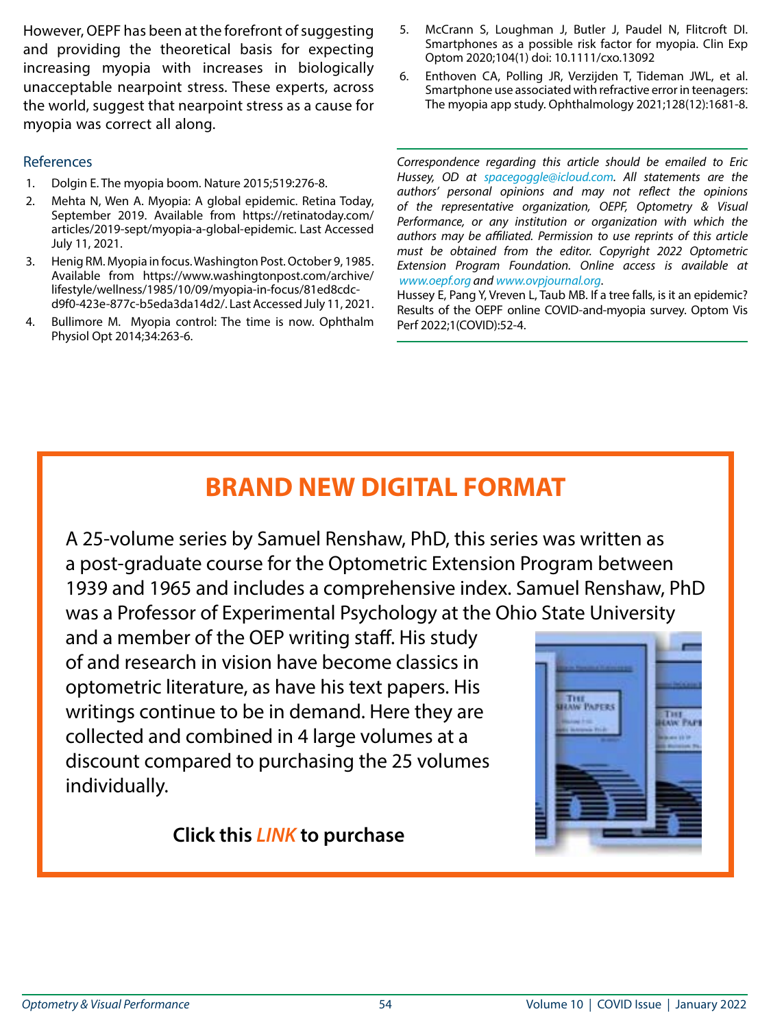However, OEPF has been at the forefront of suggesting and providing the theoretical basis for expecting increasing myopia with increases in biologically unacceptable nearpoint stress. These experts, across the world, suggest that nearpoint stress as a cause for myopia was correct all along.

## References

1. Dolgin E. The myopia boom. Nature 2015;519:276-8.
2. Mehta N, Wen A. Myopia: A global epidemic. Retina Today, September 2019. Available from https://retinatoday.com/articles/2019-sept/myopia-a-global-epidemic. Last Accessed July 11, 2021.
3. Henig RM. Myopia in focus. Washington Post. October 9, 1985. Available from https://www.washingtonpost.com/archive/lifestyle/wellness/1985/10/09/myopia-in-focus/81ed8cdc-d9f0-423e-877c-b5eda3da14d2/. Last Accessed July 11, 2021.
4. Bullimore M. Myopia control: The time is now. Ophthalm Physiol Opt 2014;34:263-6.
5. McCrann S, Loughman J, Butler J, Paudel N, Flitcroft DI. Smartphones as a possible risk factor for myopia. Clin Exp Optom 2020;104(1) doi: 10.1111/cxo.13092
6. Enthoven CA, Polling JR, Verzijden T, Tideman JWL, et al. Smartphone use associated with refractive error in teenagers: The myopia app study. Ophthalmology 2021;128(12):1681-8.

*Correspondence regarding this article should be emailed to Eric Hussey, OD at spacegoggle@icloud.com. All statements are the authors' personal opinions and may not reflect the opinions of the representative organization, OEPF, Optometry & Visual Performance, or any institution or organization with which the authors may be affiliated. Permission to use reprints of this article must be obtained from the editor. Copyright 2022 Optometric Extension Program Foundation. Online access is available at www.oepf.org and www.ovpjournal.org.*

Hussey E, Pang Y, Vreven L, Taub MB. If a tree falls, is it an epidemic? Results of the OEPF online COVID-and-myopia survey. Optom Vis Perf 2022;1(COVID):52-4.

## BRAND NEW DIGITAL FORMAT

A 25-volume series by Samuel Renshaw, PhD, this series was written as a post-graduate course for the Optometric Extension Program between 1939 and 1965 and includes a comprehensive index. Samuel Renshaw, PhD was a Professor of Experimental Psychology at the Ohio State University and a member of the OEP writing staff. His study of and research in vision have become classics in optometric literature, as have his text papers. His writings continue to be in demand. Here they are collected and combined in 4 large volumes at a discount compared to purchasing the 25 volumes individually.

**Click this *LINK* to purchase**